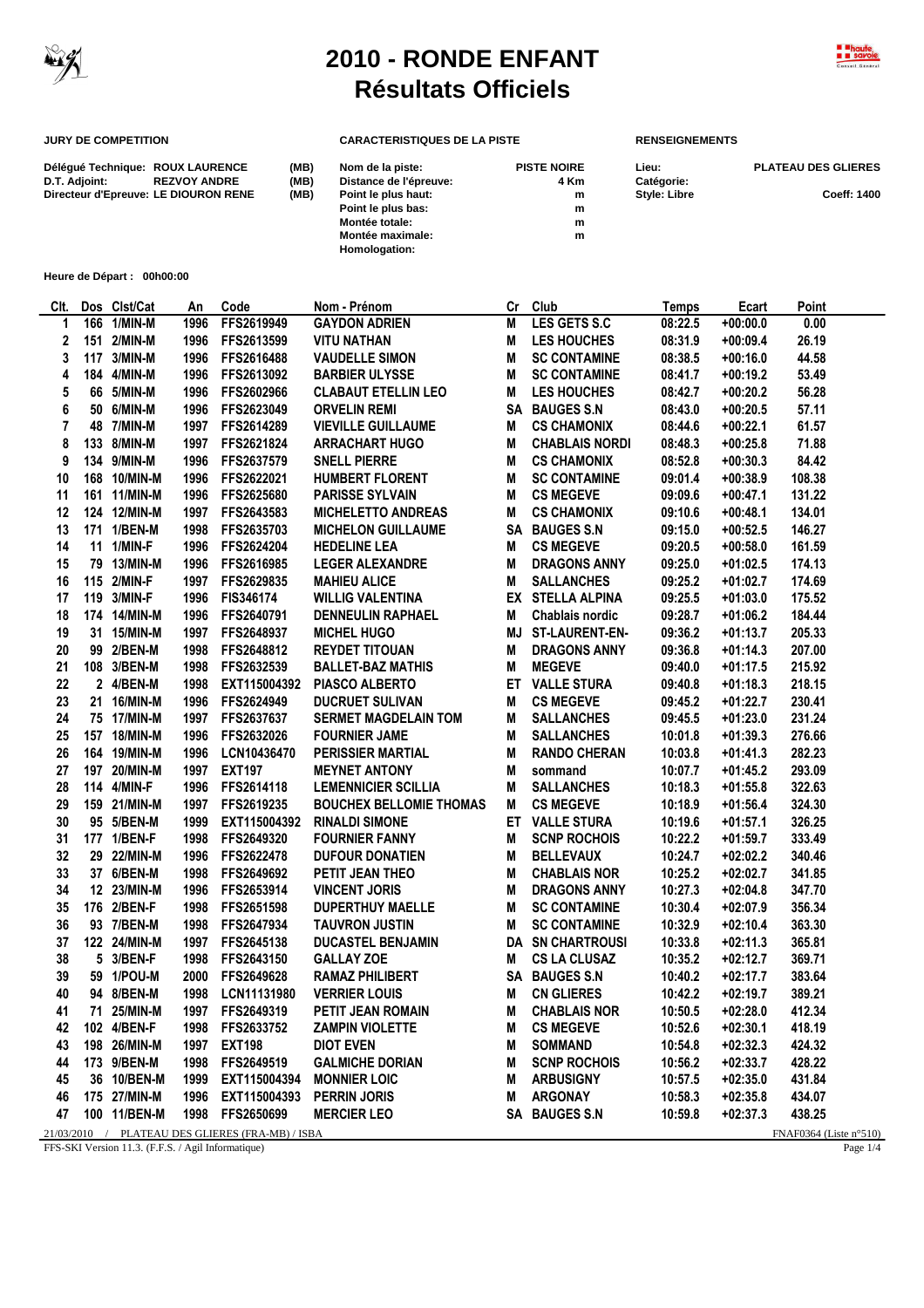# 2010 - RONDE ENFANT
# Résultats Officiels

**JURY DE COMPETITION**

| | | |
|---|---|---|
| Délégué Technique: | ROUX LAURENCE | (MB) |
| D.T. Adjoint: | REZVOY ANDRE | (MB) |
| Directeur d'Epreuve: | LE DIOURON RENE | (MB) |

**CARACTERISTIQUES DE LA PISTE**

| | |
|---|---|
| Nom de la piste: | PISTE NOIRE |
| Distance de l'épreuve: | 4 Km |
| Point le plus haut: | m |
| Point le plus bas: | m |
| Montée totale: | m |
| Montée maximale: | m |
| Homologation: | |

**RENSEIGNEMENTS**

| | |
|---|---|
| Lieu: | PLATEAU DES GLIERES |
| Catégorie: | |
| Style: Libre | Coeff: 1400 |

**Heure de Départ : 00h00:00**

| Clt. | Dos | Clst/Cat | An | Code | Nom - Prénom | Cr | Club | Temps | Ecart | Point |
|---|---|---|---|---|---|---|---|---|---|---|
| 1 | 166 | 1/MIN-M | 1996 | FFS2619949 | GAYDON ADRIEN | M | LES GETS S.C | 08:22.5 | +00:00.0 | 0.00 |
| 2 | 151 | 2/MIN-M | 1996 | FFS2613599 | VITU NATHAN | M | LES HOUCHES | 08:31.9 | +00:09.4 | 26.19 |
| 3 | 117 | 3/MIN-M | 1996 | FFS2616488 | VAUDELLE SIMON | M | SC CONTAMINE | 08:38.5 | +00:16.0 | 44.58 |
| 4 | 184 | 4/MIN-M | 1996 | FFS2613092 | BARBIER ULYSSE | M | SC CONTAMINE | 08:41.7 | +00:19.2 | 53.49 |
| 5 | 66 | 5/MIN-M | 1996 | FFS2602966 | CLABAUT ETELLIN LEO | M | LES HOUCHES | 08:42.7 | +00:20.2 | 56.28 |
| 6 | 50 | 6/MIN-M | 1996 | FFS2623049 | ORVELIN REMI | SA | BAUGES S.N | 08:43.0 | +00:20.5 | 57.11 |
| 7 | 48 | 7/MIN-M | 1997 | FFS2614289 | VIEVILLE GUILLAUME | M | CS CHAMONIX | 08:44.6 | +00:22.1 | 61.57 |
| 8 | 133 | 8/MIN-M | 1997 | FFS2621824 | ARRACHART HUGO | M | CHABLAIS NORDI | 08:48.3 | +00:25.8 | 71.88 |
| 9 | 134 | 9/MIN-M | 1996 | FFS2637579 | SNELL PIERRE | M | CS CHAMONIX | 08:52.8 | +00:30.3 | 84.42 |
| 10 | 168 | 10/MIN-M | 1996 | FFS2622021 | HUMBERT FLORENT | M | SC CONTAMINE | 09:01.4 | +00:38.9 | 108.38 |
| 11 | 161 | 11/MIN-M | 1996 | FFS2625680 | PARISSE SYLVAIN | M | CS MEGEVE | 09:09.6 | +00:47.1 | 131.22 |
| 12 | 124 | 12/MIN-M | 1997 | FFS2643583 | MICHELETTO ANDREAS | M | CS CHAMONIX | 09:10.6 | +00:48.1 | 134.01 |
| 13 | 171 | 1/BEN-M | 1998 | FFS2635703 | MICHELON GUILLAUME | SA | BAUGES S.N | 09:15.0 | +00:52.5 | 146.27 |
| 14 | 11 | 1/MIN-F | 1996 | FFS2624204 | HEDELINE LEA | M | CS MEGEVE | 09:20.5 | +00:58.0 | 161.59 |
| 15 | 79 | 13/MIN-M | 1996 | FFS2616985 | LEGER ALEXANDRE | M | DRAGONS ANNY | 09:25.0 | +01:02.5 | 174.13 |
| 16 | 115 | 2/MIN-F | 1997 | FFS2629835 | MAHIEU ALICE | M | SALLANCHES | 09:25.2 | +01:02.7 | 174.69 |
| 17 | 119 | 3/MIN-F | 1996 | FIS346174 | WILLIG VALENTINA | EX | STELLA ALPINA | 09:25.5 | +01:03.0 | 175.52 |
| 18 | 174 | 14/MIN-M | 1996 | FFS2640791 | DENNEULIN RAPHAEL | M | Chablais nordic | 09:28.7 | +01:06.2 | 184.44 |
| 19 | 31 | 15/MIN-M | 1997 | FFS2648937 | MICHEL HUGO | MJ | ST-LAURENT-EN- | 09:36.2 | +01:13.7 | 205.33 |
| 20 | 99 | 2/BEN-M | 1998 | FFS2648812 | REYDET TITOUAN | M | DRAGONS ANNY | 09:36.8 | +01:14.3 | 207.00 |
| 21 | 108 | 3/BEN-M | 1998 | FFS2632539 | BALLET-BAZ MATHIS | M | MEGEVE | 09:40.0 | +01:17.5 | 215.92 |
| 22 | 2 | 4/BEN-M | 1998 | EXT115004392 | PIASCO ALBERTO | ET | VALLE STURA | 09:40.8 | +01:18.3 | 218.15 |
| 23 | 21 | 16/MIN-M | 1996 | FFS2624949 | DUCRUET SULIVAN | M | CS MEGEVE | 09:45.2 | +01:22.7 | 230.41 |
| 24 | 75 | 17/MIN-M | 1997 | FFS2637637 | SERMET MAGDELAIN TOM | M | SALLANCHES | 09:45.5 | +01:23.0 | 231.24 |
| 25 | 157 | 18/MIN-M | 1996 | FFS2632026 | FOURNER JAME | M | SALLANCHES | 10:01.8 | +01:39.3 | 276.66 |
| 26 | 164 | 19/MIN-M | 1996 | LCN10436470 | PERISSIER MARTIAL | M | RANDO CHERAN | 10:03.8 | +01:41.3 | 282.23 |
| 27 | 197 | 20/MIN-M | 1997 | EXT197 | MEYNET ANTONY | M | sommand | 10:07.7 | +01:45.2 | 293.09 |
| 28 | 114 | 4/MIN-F | 1996 | FFS2614118 | LEMENNICIER SCILLIA | M | SALLANCHES | 10:18.3 | +01:55.8 | 322.63 |
| 29 | 159 | 21/MIN-M | 1997 | FFS2619235 | BOUCHEX BELLOMIE THOMAS | M | CS MEGEVE | 10:18.9 | +01:56.4 | 324.30 |
| 30 | 95 | 5/BEN-M | 1999 | EXT115004392 | RINALDI SIMONE | ET | VALLE STURA | 10:19.6 | +01:57.1 | 326.25 |
| 31 | 177 | 1/BEN-F | 1998 | FFS2649320 | FOURNIER FANNY | M | SCNP ROCHOIS | 10:22.2 | +01:59.7 | 333.49 |
| 32 | 29 | 22/MIN-M | 1996 | FFS2622478 | DUFOUR DONATIEN | M | BELLEVAUX | 10:24.7 | +02:02.2 | 340.46 |
| 33 | 37 | 6/BEN-M | 1998 | FFS2649692 | PETIT JEAN THEO | M | CHABLAIS NOR | 10:25.2 | +02:02.7 | 341.85 |
| 34 | 12 | 23/MIN-M | 1996 | FFS2653914 | VINCENT JORIS | M | DRAGONS ANNY | 10:27.3 | +02:04.8 | 347.70 |
| 35 | 176 | 2/BEN-F | 1998 | FFS2651598 | DUPERTHUY MAELLE | M | SC CONTAMINE | 10:30.4 | +02:07.9 | 356.34 |
| 36 | 93 | 7/BEN-M | 1998 | FFS2647934 | TAUVRON JUSTIN | M | SC CONTAMINE | 10:32.9 | +02:10.4 | 363.30 |
| 37 | 122 | 24/MIN-M | 1997 | FFS2645138 | DUCASTEL BENJAMIN | DA | SN CHARTROUSI | 10:33.8 | +02:11.3 | 365.81 |
| 38 | 5 | 3/BEN-F | 1998 | FFS2643150 | GALLAY ZOE | M | CS LA CLUSAZ | 10:35.2 | +02:12.7 | 369.71 |
| 39 | 59 | 1/POU-M | 2000 | FFS2649628 | RAMAZ PHILIBERT | SA | BAUGES S.N | 10:40.2 | +02:17.7 | 383.64 |
| 40 | 94 | 8/BEN-M | 1998 | LCN11131980 | VERRIER LOUIS | M | CN GLIERES | 10:42.2 | +02:19.7 | 389.21 |
| 41 | 71 | 25/MIN-M | 1997 | FFS2649319 | PETIT JEAN ROMAIN | M | CHABLAIS NOR | 10:50.5 | +02:28.0 | 412.34 |
| 42 | 102 | 4/BEN-F | 1998 | FFS2633752 | ZAMPIN VIOLETTE | M | CS MEGEVE | 10:52.6 | +02:30.1 | 418.19 |
| 43 | 198 | 26/MIN-M | 1997 | EXT198 | DIOT EVEN | M | SOMMAND | 10:54.8 | +02:32.3 | 424.32 |
| 44 | 173 | 9/BEN-M | 1998 | FFS2649519 | GALMICHE DORIAN | M | SCNP ROCHOIS | 10:56.2 | +02:33.7 | 428.22 |
| 45 | 36 | 10/BEN-M | 1999 | EXT115004394 | MONNIER LOIC | M | ARBUSIGNY | 10:57.5 | +02:35.0 | 431.84 |
| 46 | 175 | 27/MIN-M | 1996 | EXT115004393 | PERRIN JORIS | M | ARGONAY | 10:58.3 | +02:35.8 | 434.07 |
| 47 | 100 | 11/BEN-M | 1998 | FFS2650699 | MERCIER LEO | SA | BAUGES S.N | 10:59.8 | +02:37.3 | 438.25 |

21/03/2010 / PLATEAU DES GLIERES (FRA-MB) / ISBA — FNAF0364 (Liste n°510)

FFS-SKI Version 11.3. (F.F.S. / Agil Informatique)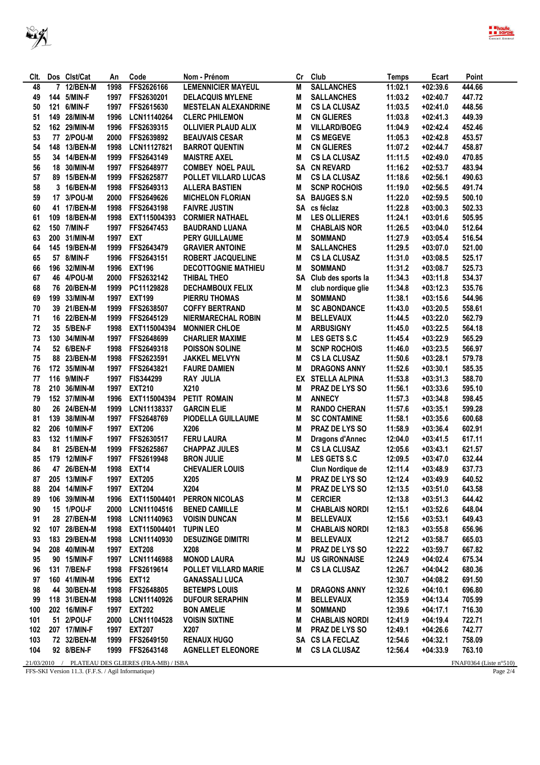| Clt. | Dos | Clst/Cat | An | Code | Nom - Prénom | Cr | Club | Temps | Ecart | Point |
|---|---|---|---|---|---|---|---|---|---|---|
| 48 | 7 | 12/BEN-M | 1998 | FFS2626166 | LEMENNICIER MAYEUL | M | SALLANCHES | 11:02.1 | +02:39.6 | 444.66 |
| 49 | 144 | 5/MIN-F | 1997 | FFS2630201 | DELACQUIS MYLENE | M | SALLANCHES | 11:03.2 | +02:40.7 | 447.72 |
| 50 | 121 | 6/MIN-F | 1997 | FFS2615630 | MESTELAN ALEXANDRINE | M | CS LA CLUSAZ | 11:03.5 | +02:41.0 | 448.56 |
| 51 | 149 | 28/MIN-M | 1996 | LCN11140264 | CLERC PHILEMON | M | CN GLIERES | 11:03.8 | +02:41.3 | 449.39 |
| 52 | 162 | 29/MIN-M | 1996 | FFS2639315 | OLLIVIER PLAUD ALIX | M | VILLARD/BOEG | 11:04.9 | +02:42.4 | 452.46 |
| 53 | 77 | 2/POU-M | 2000 | FFS2639892 | BEAUVAIS CESAR | M | CS MEGEVE | 11:05.3 | +02:42.8 | 453.57 |
| 54 | 148 | 13/BEN-M | 1998 | LCN11127821 | BARROT QUENTIN | M | CN GLIERES | 11:07.2 | +02:44.7 | 458.87 |
| 55 | 34 | 14/BEN-M | 1999 | FFS2643149 | MAISTRE AXEL | M | CS LA CLUSAZ | 11:11.5 | +02:49.0 | 470.85 |
| 56 | 18 | 30/MIN-M | 1997 | FFS2648977 | COMBEY NOEL PAUL | SA | CN REVARD | 11:16.2 | +02:53.7 | 483.94 |
| 57 | 89 | 15/BEN-M | 1999 | FFS2625877 | POLLET VILLARD LUCAS | M | CS LA CLUSAZ | 11:18.6 | +02:56.1 | 490.63 |
| 58 | 3 | 16/BEN-M | 1998 | FFS2649313 | ALLERA BASTIEN | M | SCNP ROCHOIS | 11:19.0 | +02:56.5 | 491.74 |
| 59 | 17 | 3/POU-M | 2000 | FFS2649626 | MICHELON FLORIAN | SA | BAUGES S.N | 11:22.0 | +02:59.5 | 500.10 |
| 60 | 41 | 17/BEN-M | 1998 | FFS2643198 | FAIVRE JUSTIN | SA | cs féclaz | 11:22.8 | +03:00.3 | 502.33 |
| 61 | 109 | 18/BEN-M | 1998 | EXT115004393 | CORMIER NATHAEL | M | LES OLLIERES | 11:24.1 | +03:01.6 | 505.95 |
| 62 | 150 | 7/MIN-F | 1997 | FFS2647453 | BAUDRAND LUANA | M | CHABLAIS NOR | 11:26.5 | +03:04.0 | 512.64 |
| 63 | 200 | 31/MIN-M | 1997 | EXT | PERY GUILLAUME | M | SOMMAND | 11:27.9 | +03:05.4 | 516.54 |
| 64 | 145 | 19/BEN-M | 1999 | FFS2643479 | GRAVIER ANTOINE | M | SALLANCHES | 11:29.5 | +03:07.0 | 521.00 |
| 65 | 57 | 8/MIN-F | 1996 | FFS2643151 | ROBERT JACQUELINE | M | CS LA CLUSAZ | 11:31.0 | +03:08.5 | 525.17 |
| 66 | 196 | 32/MIN-M | 1996 | EXT196 | DECOTTOGNIE MATHIEU | M | SOMMAND | 11:31.2 | +03:08.7 | 525.73 |
| 67 | 46 | 4/POU-M | 2000 | FFS2632142 | THIBAL THEO | SA | Club des sports la | 11:34.3 | +03:11.8 | 534.37 |
| 68 | 76 | 20/BEN-M | 1999 | PC11129828 | DECHAMBOUX FELIX | M | club nordique glie | 11:34.8 | +03:12.3 | 535.76 |
| 69 | 199 | 33/MIN-M | 1997 | EXT199 | PIERRU THOMAS | M | SOMMAND | 11:38.1 | +03:15.6 | 544.96 |
| 70 | 39 | 21/BEN-M | 1999 | FFS2638507 | COFFY BERTRAND | M | SC ABONDANCE | 11:43.0 | +03:20.5 | 558.61 |
| 71 | 16 | 22/BEN-M | 1999 | FFS2645129 | NIERMARECHAL ROBIN | M | BELLEVAUX | 11:44.5 | +03:22.0 | 562.79 |
| 72 | 35 | 5/BEN-F | 1998 | EXT115004394 | MONNIER CHLOE | M | ARBUSIGNY | 11:45.0 | +03:22.5 | 564.18 |
| 73 | 130 | 34/MIN-M | 1997 | FFS2648699 | CHARLIER MAXIME | M | LES GETS S.C | 11:45.4 | +03:22.9 | 565.29 |
| 74 | 52 | 6/BEN-F | 1998 | FFS2649318 | POISSON SOLINE | M | SCNP ROCHOIS | 11:46.0 | +03:23.5 | 566.97 |
| 75 | 88 | 23/BEN-M | 1998 | FFS2623591 | JAKKEL MELVYN | M | CS LA CLUSAZ | 11:50.6 | +03:28.1 | 579.78 |
| 76 | 172 | 35/MIN-M | 1997 | FFS2643821 | FAURE DAMIEN | M | DRAGONS ANNY | 11:52.6 | +03:30.1 | 585.35 |
| 77 | 116 | 9/MIN-F | 1997 | FIS344299 | RAY JULIA | EX | STELLA ALPINA | 11:53.8 | +03:31.3 | 588.70 |
| 78 | 210 | 36/MIN-M | 1997 | EXT210 | X210 | M | PRAZ DE LYS SO | 11:56.1 | +03:33.6 | 595.10 |
| 79 | 152 | 37/MIN-M | 1996 | EXT115004394 | PETIT ROMAIN | M | ANNECY | 11:57.3 | +03:34.8 | 598.45 |
| 80 | 26 | 24/BEN-M | 1999 | LCN11138337 | GARCIN ELIE | M | RANDO CHERAN | 11:57.6 | +03:35.1 | 599.28 |
| 81 | 139 | 38/MIN-M | 1997 | FFS2648769 | PIODELLA GUILLAUME | M | SC CONTAMINE | 11:58.1 | +03:35.6 | 600.68 |
| 82 | 206 | 10/MIN-F | 1997 | EXT206 | X206 | M | PRAZ DE LYS SO | 11:58.9 | +03:36.4 | 602.91 |
| 83 | 132 | 11/MIN-F | 1997 | FFS2630517 | FERU LAURA | M | Dragons d'Annec | 12:04.0 | +03:41.5 | 617.11 |
| 84 | 81 | 25/BEN-M | 1999 | FFS2625867 | CHAPPAZ JULES | M | CS LA CLUSAZ | 12:05.6 | +03:43.1 | 621.57 |
| 85 | 179 | 12/MIN-F | 1997 | FFS2619948 | BRON JULIE | M | LES GETS S.C | 12:09.5 | +03:47.0 | 632.44 |
| 86 | 47 | 26/BEN-M | 1998 | EXT14 | CHEVALIER LOUIS | | Clun Nordique de | 12:11.4 | +03:48.9 | 637.73 |
| 87 | 205 | 13/MIN-F | 1997 | EXT205 | X205 | M | PRAZ DE LYS SO | 12:12.4 | +03:49.9 | 640.52 |
| 88 | 204 | 14/MIN-F | 1997 | EXT204 | X204 | M | PRAZ DE LYS SO | 12:13.5 | +03:51.0 | 643.58 |
| 89 | 106 | 39/MIN-M | 1996 | EXT115004401 | PERRON NICOLAS | M | CERCIER | 12:13.8 | +03:51.3 | 644.42 |
| 90 | 15 | 1/POU-F | 2000 | LCN11104516 | BENED CAMILLE | M | CHABLAIS NORDI | 12:15.1 | +03:52.6 | 648.04 |
| 91 | 28 | 27/BEN-M | 1998 | LCN11140963 | VOISIN DUNCAN | M | BELLEVAUX | 12:15.6 | +03:53.1 | 649.43 |
| 92 | 107 | 28/BEN-M | 1998 | EXT115004401 | TUPIN LEO | M | CHABLAIS NORDI | 12:18.3 | +03:55.8 | 656.96 |
| 93 | 183 | 29/BEN-M | 1998 | LCN11140930 | DESUZINGE DIMITRI | M | BELLEVAUX | 12:21.2 | +03:58.7 | 665.03 |
| 94 | 208 | 40/MIN-M | 1997 | EXT208 | X208 | M | PRAZ DE LYS SO | 12:22.2 | +03:59.7 | 667.82 |
| 95 | 90 | 15/MIN-F | 1997 | LCN11146988 | MONOD LAURA | MJ | US GIRONNAISE | 12:24.9 | +04:02.4 | 675.34 |
| 96 | 131 | 7/BEN-F | 1998 | FFS2619614 | POLLET VILLARD MARIE | M | CS LA CLUSAZ | 12:26.7 | +04:04.2 | 680.36 |
| 97 | 160 | 41/MIN-M | 1996 | EXT12 | GANASSALI LUCA | | | 12:30.7 | +04:08.2 | 691.50 |
| 98 | 44 | 30/BEN-M | 1998 | FFS2648805 | BETEMPS LOUIS | M | DRAGONS ANNY | 12:32.6 | +04:10.1 | 696.80 |
| 99 | 118 | 31/BEN-M | 1998 | LCN11140926 | DUFOUR SERAPHIN | M | BELLEVAUX | 12:35.9 | +04:13.4 | 705.99 |
| 100 | 202 | 16/MIN-F | 1997 | EXT202 | BON AMELIE | M | SOMMAND | 12:39.6 | +04:17.1 | 716.30 |
| 101 | 51 | 2/POU-F | 2000 | LCN11104528 | VOISIN SIXTINE | M | CHABLAIS NORDI | 12:41.9 | +04:19.4 | 722.71 |
| 102 | 207 | 17/MIN-F | 1997 | EXT207 | X207 | M | PRAZ DE LYS SO | 12:49.1 | +04:26.6 | 742.77 |
| 103 | 72 | 32/BEN-M | 1999 | FFS2649150 | RENAUX HUGO | SA | CS LA FECLAZ | 12:54.6 | +04:32.1 | 758.09 |
| 104 | 92 | 8/BEN-F | 1999 | FFS2643148 | AGNELLET ELEONORE | M | CS LA CLUSAZ | 12:56.4 | +04:33.9 | 763.10 |

21/03/2010 / PLATEAU DES GLIERES (FRA-MB) / ISBA — FNAF0364 (Liste n°510)

FFS-SKI Version 11.3. (F.F.S. / Agil Informatique)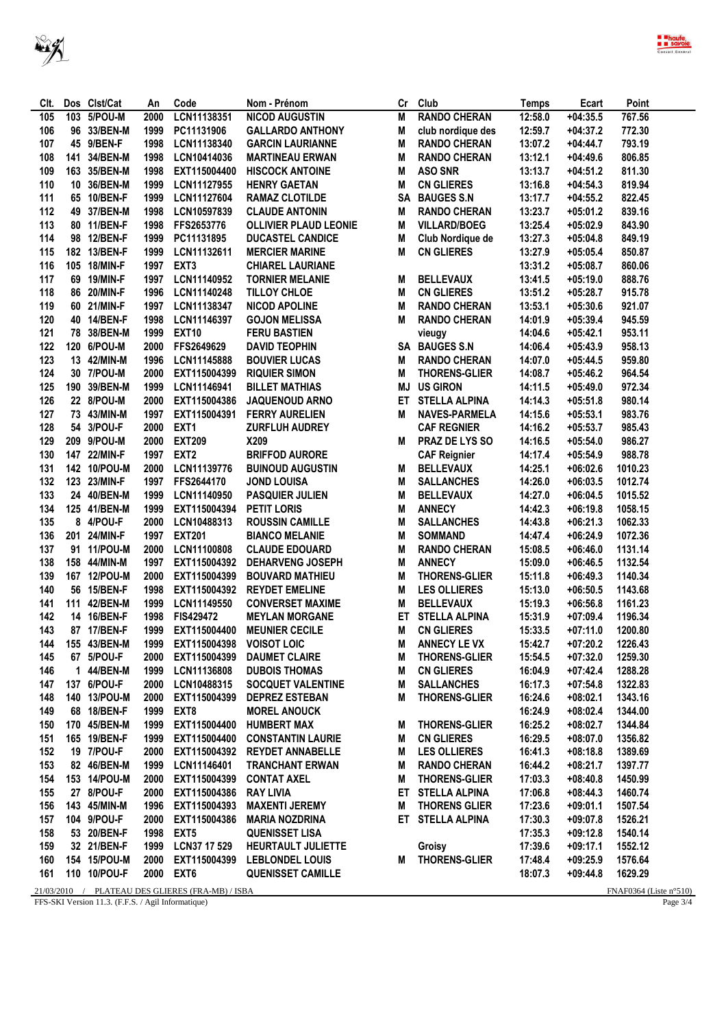| Clt. | Dos | Clst/Cat | An | Code | Nom - Prénom | Cr | Club | Temps | Ecart | Point |
|---|---|---|---|---|---|---|---|---|---|---|
| 105 | 103 | 5/POU-M | 2000 | LCN11138351 | NICOD AUGUSTIN | M | RANDO CHERAN | 12:58.0 | +04:35.5 | 767.56 |
| 106 | 96 | 33/BEN-M | 1999 | PC11131906 | GALLARDO ANTHONY | M | club nordique des | 12:59.7 | +04:37.2 | 772.30 |
| 107 | 45 | 9/BEN-F | 1998 | LCN11138340 | GARCIN LAURIANNE | M | RANDO CHERAN | 13:07.2 | +04:44.7 | 793.19 |
| 108 | 141 | 34/BEN-M | 1998 | LCN10414036 | MARTINEAU ERWAN | M | RANDO CHERAN | 13:12.1 | +04:49.6 | 806.85 |
| 109 | 163 | 35/BEN-M | 1998 | EXT115004400 | HISCOCK ANTOINE | M | ASO SNR | 13:13.7 | +04:51.2 | 811.30 |
| 110 | 10 | 36/BEN-M | 1999 | LCN11127955 | HENRY GAETAN | M | CN GLIERES | 13:16.8 | +04:54.3 | 819.94 |
| 111 | 65 | 10/BEN-F | 1999 | LCN11127604 | RAMAZ CLOTILDE | SA | BAUGES S.N | 13:17.7 | +04:55.2 | 822.45 |
| 112 | 49 | 37/BEN-M | 1998 | LCN10597839 | CLAUDE ANTONIN | M | RANDO CHERAN | 13:23.7 | +05:01.2 | 839.16 |
| 113 | 80 | 11/BEN-F | 1998 | FFS2653776 | OLLIVIER PLAUD LEONIE | M | VILLARD/BOEG | 13:25.4 | +05:02.9 | 843.90 |
| 114 | 98 | 12/BEN-F | 1999 | PC11131895 | DUCASTEL CANDICE | M | Club Nordique de | 13:27.3 | +05:04.8 | 849.19 |
| 115 | 182 | 13/BEN-F | 1999 | LCN11132611 | MERCIER MARINE | M | CN GLIERES | 13:27.9 | +05:05.4 | 850.87 |
| 116 | 105 | 18/MIN-F | 1997 | EXT3 | CHIAREL LAURIANE | | | 13:31.2 | +05:08.7 | 860.06 |
| 117 | 69 | 19/MIN-F | 1997 | LCN11140952 | TORNIER MELANIE | M | BELLEVAUX | 13:41.5 | +05:19.0 | 888.76 |
| 118 | 86 | 20/MIN-F | 1996 | LCN11140248 | TILLOY CHLOE | M | CN GLIERES | 13:51.2 | +05:28.7 | 915.78 |
| 119 | 60 | 21/MIN-F | 1997 | LCN11138347 | NICOD APOLINE | M | RANDO CHERAN | 13:53.1 | +05:30.6 | 921.07 |
| 120 | 40 | 14/BEN-F | 1998 | LCN11146397 | GOJON MELISSA | M | RANDO CHERAN | 14:01.9 | +05:39.4 | 945.59 |
| 121 | 78 | 38/BEN-M | 1999 | EXT10 | FERU BASTIEN | | vieugy | 14:04.6 | +05:42.1 | 953.11 |
| 122 | 120 | 6/POU-M | 2000 | FFS2649629 | DAVID TEOPHIN | SA | BAUGES S.N | 14:06.4 | +05:43.9 | 958.13 |
| 123 | 13 | 42/MIN-M | 1996 | LCN11145888 | BOUVIER LUCAS | M | RANDO CHERAN | 14:07.0 | +05:44.5 | 959.80 |
| 124 | 30 | 7/POU-M | 2000 | EXT115004399 | RIQUIER SIMON | M | THORENS-GLIER | 14:08.7 | +05:46.2 | 964.54 |
| 125 | 190 | 39/BEN-M | 1999 | LCN11146941 | BILLET MATHIAS | MJ | US GIRON | 14:11.5 | +05:49.0 | 972.34 |
| 126 | 22 | 8/POU-M | 2000 | EXT115004386 | JAQUENOUD ARNO | ET | STELLA ALPINA | 14:14.3 | +05:51.8 | 980.14 |
| 127 | 73 | 43/MIN-M | 1997 | EXT115004391 | FERRY AURELIEN | M | NAVES-PARMELA | 14:15.6 | +05:53.1 | 983.76 |
| 128 | 54 | 3/POU-F | 2000 | EXT1 | ZURFLUH AUDREY | | CAF REGNIER | 14:16.2 | +05:53.7 | 985.43 |
| 129 | 209 | 9/POU-M | 2000 | EXT209 | X209 | M | PRAZ DE LYS SO | 14:16.5 | +05:54.0 | 986.27 |
| 130 | 147 | 22/MIN-F | 1997 | EXT2 | BRIFFOD AURORE | | CAF Reignier | 14:17.4 | +05:54.9 | 988.78 |
| 131 | 142 | 10/POU-M | 2000 | LCN11139776 | BUINOUD AUGUSTIN | M | BELLEVAUX | 14:25.1 | +06:02.6 | 1010.23 |
| 132 | 123 | 23/MIN-F | 1997 | FFS2644170 | JOND LOUISA | M | SALLANCHES | 14:26.0 | +06:03.5 | 1012.74 |
| 133 | 24 | 40/BEN-M | 1999 | LCN11140950 | PASQUIER JULIEN | M | BELLEVAUX | 14:27.0 | +06:04.5 | 1015.52 |
| 134 | 125 | 41/BEN-M | 1999 | EXT115004394 | PETIT LORIS | M | ANNECY | 14:42.3 | +06:19.8 | 1058.15 |
| 135 | 8 | 4/POU-F | 2000 | LCN10488313 | ROUSSIN CAMILLE | M | SALLANCHES | 14:43.8 | +06:21.3 | 1062.33 |
| 136 | 201 | 24/MIN-F | 1997 | EXT201 | BIANCO MELANIE | M | SOMMAND | 14:47.4 | +06:24.9 | 1072.36 |
| 137 | 91 | 11/POU-M | 2000 | LCN11100808 | CLAUDE EDOUARD | M | RANDO CHERAN | 15:08.5 | +06:46.0 | 1131.14 |
| 138 | 158 | 44/MIN-M | 1997 | EXT115004392 | DEHARVENG JOSEPH | M | ANNECY | 15:09.0 | +06:46.5 | 1132.54 |
| 139 | 167 | 12/POU-M | 2000 | EXT115004399 | BOUVARD MATHIEU | M | THORENS-GLIER | 15:11.8 | +06:49.3 | 1140.34 |
| 140 | 56 | 15/BEN-F | 1998 | EXT115004392 | REYDET EMELINE | M | LES OLLIERES | 15:13.0 | +06:50.5 | 1143.68 |
| 141 | 111 | 42/BEN-M | 1999 | LCN11149550 | CONVERSET MAXIME | M | BELLEVAUX | 15:19.3 | +06:56.8 | 1161.23 |
| 142 | 14 | 16/BEN-F | 1998 | FIS429472 | MEYLAN MORGANE | ET | STELLA ALPINA | 15:31.9 | +07:09.4 | 1196.34 |
| 143 | 87 | 17/BEN-F | 1999 | EXT115004400 | MEUNIER CECILE | M | CN GLIERES | 15:33.5 | +07:11.0 | 1200.80 |
| 144 | 155 | 43/BEN-M | 1999 | EXT115004398 | VOISOT LOIC | M | ANNECY LE VX | 15:42.7 | +07:20.2 | 1226.43 |
| 145 | 67 | 5/POU-F | 2000 | EXT115004399 | DAUMET CLAIRE | M | THORENS-GLIER | 15:54.5 | +07:32.0 | 1259.30 |
| 146 | 1 | 44/BEN-M | 1999 | LCN11136808 | DUBOIS THOMAS | M | CN GLIERES | 16:04.9 | +07:42.4 | 1288.28 |
| 147 | 137 | 6/POU-F | 2000 | LCN10488315 | SOCQUET VALENTINE | M | SALLANCHES | 16:17.3 | +07:54.8 | 1322.83 |
| 148 | 140 | 13/POU-M | 2000 | EXT115004399 | DEPREZ ESTEBAN | M | THORENS-GLIER | 16:24.6 | +08:02.1 | 1343.16 |
| 149 | 68 | 18/BEN-F | 1999 | EXT8 | MOREL ANOUCK | | | 16:24.9 | +08:02.4 | 1344.00 |
| 150 | 170 | 45/BEN-M | 1999 | EXT115004400 | HUMBERT MAX | M | THORENS-GLIER | 16:25.2 | +08:02.7 | 1344.84 |
| 151 | 165 | 19/BEN-F | 1999 | EXT115004400 | CONSTANTIN LAURIE | M | CN GLIERES | 16:29.5 | +08:07.0 | 1356.82 |
| 152 | 19 | 7/POU-F | 2000 | EXT115004392 | REYDET ANNABELLE | M | LES OLLIERES | 16:41.3 | +08:18.8 | 1389.69 |
| 153 | 82 | 46/BEN-M | 1999 | LCN11146401 | TRANCHANT ERWAN | M | RANDO CHERAN | 16:44.2 | +08:21.7 | 1397.77 |
| 154 | 153 | 14/POU-M | 2000 | EXT115004399 | CONTAT AXEL | M | THORENS-GLIER | 17:03.3 | +08:40.8 | 1450.99 |
| 155 | 27 | 8/POU-F | 2000 | EXT115004386 | RAY LIVIA | ET | STELLA ALPINA | 17:06.8 | +08:44.3 | 1460.74 |
| 156 | 143 | 45/MIN-M | 1996 | EXT115004393 | MAXENTI JEREMY | M | THORENS GLIER | 17:23.6 | +09:01.1 | 1507.54 |
| 157 | 104 | 9/POU-F | 2000 | EXT115004386 | MARIA NOZDRINA | ET | STELLA ALPINA | 17:30.3 | +09:07.8 | 1526.21 |
| 158 | 53 | 20/BEN-F | 1998 | EXT5 | QUENISSET LISA | | | 17:35.3 | +09:12.8 | 1540.14 |
| 159 | 32 | 21/BEN-F | 1999 | LCN37 17 529 | HEURTAULT JULIETTE | | Groisy | 17:39.6 | +09:17.1 | 1552.12 |
| 160 | 154 | 15/POU-M | 2000 | EXT115004399 | LEBLONDEL LOUIS | M | THORENS-GLIER | 17:48.4 | +09:25.9 | 1576.64 |
| 161 | 110 | 10/POU-F | 2000 | EXT6 | QUENISSET CAMILLE | | | 18:07.3 | +09:44.8 | 1629.29 |

21/03/2010 / PLATEAU DES GLIERES (FRA-MB) / ISBA — FNAF0364 (Liste n°510)

FFS-SKI Version 11.3. (F.F.S. / Agil Informatique)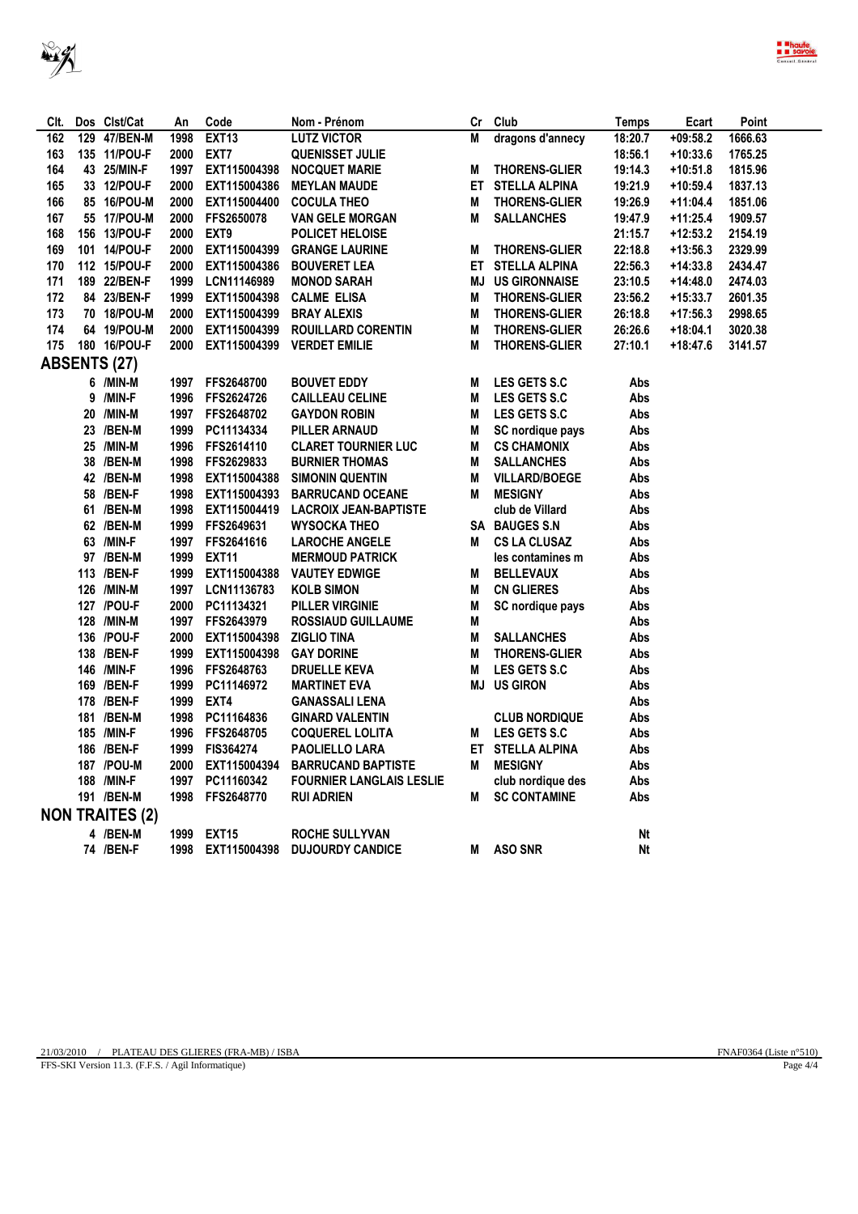| Clt. | Dos | Clst/Cat | An | Code | Nom - Prénom | Cr | Club | Temps | Ecart | Point |
|---|---|---|---|---|---|---|---|---|---|---|
| 162 | 129 | 47/BEN-M | 1998 | EXT13 | LUTZ VICTOR | M | dragons d'annecy | 18:20.7 | +09:58.2 | 1666.63 |
| 163 | 135 | 11/POU-F | 2000 | EXT7 | QUENISSET JULIE | | | 18:56.1 | +10:33.6 | 1765.25 |
| 164 | 43 | 25/MIN-F | 1997 | EXT115004398 | NOCQUET MARIE | M | THORENS-GLIER | 19:14.3 | +10:51.8 | 1815.96 |
| 165 | 33 | 12/POU-F | 2000 | EXT115004386 | MEYLAN MAUDE | ET | STELLA ALPINA | 19:21.9 | +10:59.4 | 1837.13 |
| 166 | 85 | 16/POU-M | 2000 | EXT115004400 | COCULA THEO | M | THORENS-GLIER | 19:26.9 | +11:04.4 | 1851.06 |
| 167 | 55 | 17/POU-M | 2000 | FFS2650078 | VAN GELE MORGAN | M | SALLANCHES | 19:47.9 | +11:25.4 | 1909.57 |
| 168 | 156 | 13/POU-F | 2000 | EXT9 | POLICET HELOISE | | | 21:15.7 | +12:53.2 | 2154.19 |
| 169 | 101 | 14/POU-F | 2000 | EXT115004399 | GRANGE LAURINE | M | THORENS-GLIER | 22:18.8 | +13:56.3 | 2329.99 |
| 170 | 112 | 15/POU-F | 2000 | EXT115004386 | BOUVERET LEA | ET | STELLA ALPINA | 22:56.3 | +14:33.8 | 2434.47 |
| 171 | 189 | 22/BEN-F | 1999 | LCN11146989 | MONOD SARAH | MJ | US GIRONNAISE | 23:10.5 | +14:48.0 | 2474.03 |
| 172 | 84 | 23/BEN-F | 1999 | EXT115004398 | CALME ELISA | M | THORENS-GLIER | 23:56.2 | +15:33.7 | 2601.35 |
| 173 | 70 | 18/POU-M | 2000 | EXT115004399 | BRAY ALEXIS | M | THORENS-GLIER | 26:18.8 | +17:56.3 | 2998.65 |
| 174 | 64 | 19/POU-M | 2000 | EXT115004399 | ROUILLARD CORENTIN | M | THORENS-GLIER | 26:26.6 | +18:04.1 | 3020.38 |
| 175 | 180 | 16/POU-F | 2000 | EXT115004399 | VERDET EMILIE | M | THORENS-GLIER | 27:10.1 | +18:47.6 | 3141.57 |

## ABSENTS (27)

| Clt. | Dos | Clst/Cat | An | Code | Nom - Prénom | Cr | Club | Temps | Ecart | Point |
|---|---|---|---|---|---|---|---|---|---|---|
| | 6 | /MIN-M | 1997 | FFS2648700 | BOUVET EDDY | M | LES GETS S.C | Abs | | |
| | 9 | /MIN-F | 1996 | FFS2624726 | CAILLEAU CELINE | M | LES GETS S.C | Abs | | |
| | 20 | /MIN-M | 1997 | FFS2648702 | GAYDON ROBIN | M | LES GETS S.C | Abs | | |
| | 23 | /BEN-M | 1999 | PC11134334 | PILLER ARNAUD | M | SC nordique pays | Abs | | |
| | 25 | /MIN-M | 1996 | FFS2614110 | CLARET TOURNIER LUC | M | CS CHAMONIX | Abs | | |
| | 38 | /BEN-M | 1998 | FFS2629833 | BURNIER THOMAS | M | SALLANCHES | Abs | | |
| | 42 | /BEN-M | 1998 | EXT115004388 | SIMONIN QUENTIN | M | VILLARD/BOEGE | Abs | | |
| | 58 | /BEN-F | 1998 | EXT115004393 | BARRUCAND OCEANE | M | MESIGNY | Abs | | |
| | 61 | /BEN-M | 1998 | EXT115004419 | LACROIX JEAN-BAPTISTE | | club de Villard | Abs | | |
| | 62 | /BEN-M | 1999 | FFS2649631 | WYSOCKA THEO | SA | BAUGES S.N | Abs | | |
| | 63 | /MIN-F | 1997 | FFS2641616 | LAROCHE ANGELE | M | CS LA CLUSAZ | Abs | | |
| | 97 | /BEN-M | 1999 | EXT11 | MERMOUD PATRICK | | les contamines m | Abs | | |
| | 113 | /BEN-F | 1999 | EXT115004388 | VAUTEY EDWIGE | M | BELLEVAUX | Abs | | |
| | 126 | /MIN-M | 1997 | LCN11136783 | KOLB SIMON | M | CN GLIERES | Abs | | |
| | 127 | /POU-F | 2000 | PC11134321 | PILLER VIRGINIE | M | SC nordique pays | Abs | | |
| | 128 | /MIN-M | 1997 | FFS2643979 | ROSSIAUD GUILLAUME | M | | Abs | | |
| | 136 | /POU-F | 2000 | EXT115004398 | ZIGLIO TINA | M | SALLANCHES | Abs | | |
| | 138 | /BEN-F | 1999 | EXT115004398 | GAY DORINE | M | THORENS-GLIER | Abs | | |
| | 146 | /MIN-F | 1996 | FFS2648763 | DRUELLE KEVA | M | LES GETS S.C | Abs | | |
| | 169 | /BEN-F | 1999 | PC11146972 | MARTINET EVA | MJ | US GIRON | Abs | | |
| | 178 | /BEN-F | 1999 | EXT4 | GANASSALI LENA | | | Abs | | |
| | 181 | /BEN-M | 1998 | PC11164836 | GINARD VALENTIN | | CLUB NORDIQUE | Abs | | |
| | 185 | /MIN-F | 1996 | FFS2648705 | COQUEREL LOLITA | M | LES GETS S.C | Abs | | |
| | 186 | /BEN-F | 1999 | FIS364274 | PAOLIELLO LARA | ET | STELLA ALPINA | Abs | | |
| | 187 | /POU-M | 2000 | EXT115004394 | BARRUCAND BAPTISTE | M | MESIGNY | Abs | | |
| | 188 | /MIN-F | 1997 | PC11160342 | FOURNIER LANGLAIS LESLIE | | club nordique des | Abs | | |
| | 191 | /BEN-M | 1998 | FFS2648770 | RUI ADRIEN | M | SC CONTAMINE | Abs | | |

## NON TRAITES (2)

| Clt. | Dos | Clst/Cat | An | Code | Nom - Prénom | Cr | Club | Temps | Ecart | Point |
|---|---|---|---|---|---|---|---|---|---|---|
| | 4 | /BEN-M | 1999 | EXT15 | ROCHE SULLYVAN | | | Nt | | |
| | 74 | /BEN-F | 1998 | EXT115004398 | DUJOURDY CANDICE | M | ASO SNR | Nt | | |

21/03/2010 / PLATEAU DES GLIERES (FRA-MB) / ISBA — FNAF0364 (Liste n°510)

FFS-SKI Version 11.3. (F.F.S. / Agil Informatique)